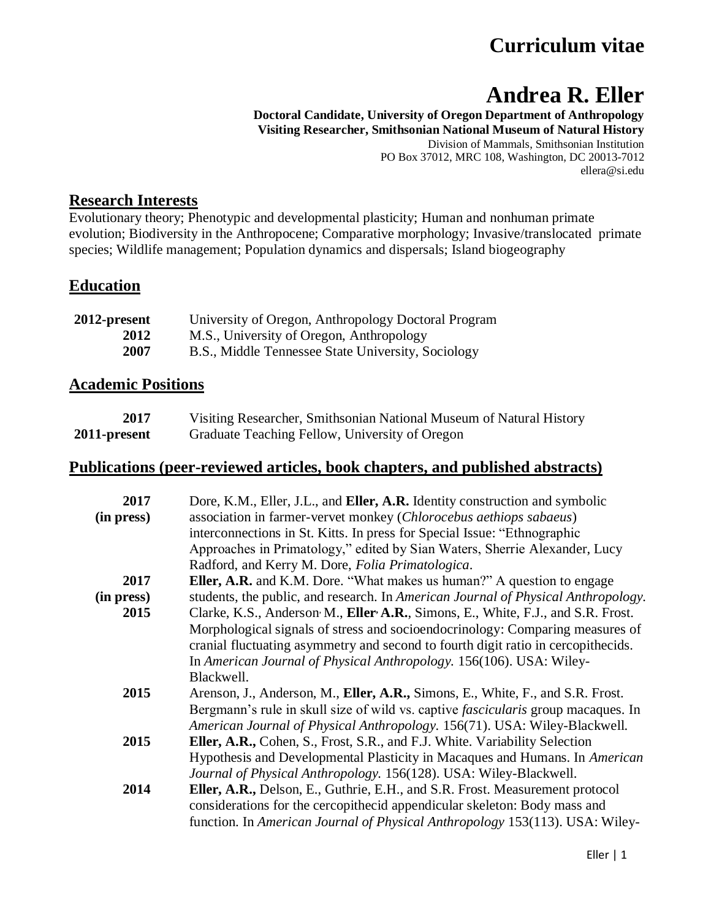# Curriculum vitae

# Andrea R. Eller

**Doctoral Candidate, University of Oregon Department of Anthropology**
**Visiting Researcher, Smithsonian National Museum of Natural History**
Division of Mammals, Smithsonian Institution
PO Box 37012, MRC 108, Washington, DC 20013-7012
ellera@si.edu

## Research Interests

Evolutionary theory; Phenotypic and developmental plasticity; Human and nonhuman primate evolution; Biodiversity in the Anthropocene; Comparative morphology; Invasive/translocated primate species; Wildlife management; Population dynamics and dispersals; Island biogeography

## Education

**2012-present** University of Oregon, Anthropology Doctoral Program
**2012** M.S., University of Oregon, Anthropology
**2007** B.S., Middle Tennessee State University, Sociology

## Academic Positions

**2017** Visiting Researcher, Smithsonian National Museum of Natural History
**2011-present** Graduate Teaching Fellow, University of Oregon

## Publications (peer-reviewed articles, book chapters, and published abstracts)

**2017 (in press)** Dore, K.M., Eller, J.L., and **Eller, A.R.** Identity construction and symbolic association in farmer-vervet monkey (*Chlorocebus aethiops sabaeus*) interconnections in St. Kitts. In press for Special Issue: "Ethnographic Approaches in Primatology," edited by Sian Waters, Sherrie Alexander, Lucy Radford, and Kerry M. Dore, *Folia Primatologica*.

**2017 (in press)** **Eller, A.R.** and K.M. Dore. "What makes us human?" A question to engage students, the public, and research. In *American Journal of Physical Anthropology.*

**2015** Clarke, K.S., Anderson, M., **Eller, A.R.**, Simons, E., White, F.J., and S.R. Frost. Morphological signals of stress and socioendocrinology: Comparing measures of cranial fluctuating asymmetry and second to fourth digit ratio in cercopithecids. In *American Journal of Physical Anthropology.* 156(106). USA: Wiley-Blackwell.

**2015** Arenson, J., Anderson, M., **Eller, A.R.,** Simons, E., White, F., and S.R. Frost. Bergmann's rule in skull size of wild vs. captive *fascicularis* group macaques. In *American Journal of Physical Anthropology.* 156(71). USA: Wiley-Blackwell.

**2015** **Eller, A.R.,** Cohen, S., Frost, S.R., and F.J. White. Variability Selection Hypothesis and Developmental Plasticity in Macaques and Humans. In *American Journal of Physical Anthropology.* 156(128). USA: Wiley-Blackwell.

**2014** **Eller, A.R.,** Delson, E., Guthrie, E.H., and S.R. Frost. Measurement protocol considerations for the cercopithecid appendicular skeleton: Body mass and function. In *American Journal of Physical Anthropology* 153(113). USA: Wiley-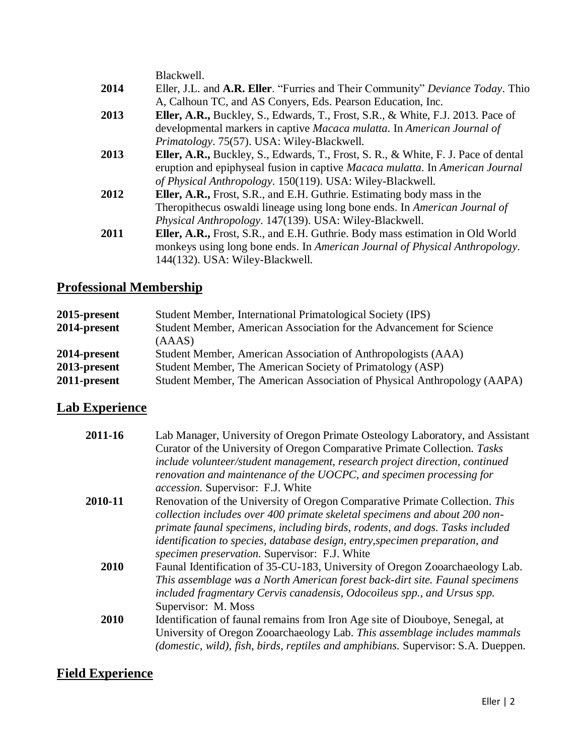Blackwell.

**2014** Eller, J.L. and **A.R. Eller**. "Furries and Their Community" *Deviance Today*. Thio A, Calhoun TC, and AS Conyers, Eds. Pearson Education, Inc.

**2013** **Eller, A.R.,** Buckley, S., Edwards, T., Frost, S.R., & White, F.J. 2013. Pace of developmental markers in captive *Macaca mulatta*. In *American Journal of Primatology*. 75(57). USA: Wiley-Blackwell.

**2013** **Eller, A.R.,** Buckley, S., Edwards, T., Frost, S. R., & White, F. J. Pace of dental eruption and epiphyseal fusion in captive *Macaca mulatta*. In *American Journal of Physical Anthropology*. 150(119). USA: Wiley-Blackwell.

**2012** **Eller, A.R.,** Frost, S.R., and E.H. Guthrie. Estimating body mass in the Theropithecus oswaldi lineage using long bone ends. In *American Journal of Physical Anthropology*. 147(139). USA: Wiley-Blackwell.

**2011** **Eller, A.R.,** Frost, S.R., and E.H. Guthrie. Body mass estimation in Old World monkeys using long bone ends. In *American Journal of Physical Anthropology*. 144(132). USA: Wiley-Blackwell.

## Professional Membership

**2015-present** Student Member, International Primatological Society (IPS)

**2014-present** Student Member, American Association for the Advancement for Science (AAAS)

**2014-present** Student Member, American Association of Anthropologists (AAA)

**2013-present** Student Member, The American Society of Primatology (ASP)

**2011-present** Student Member, The American Association of Physical Anthropology (AAPA)

## Lab Experience

**2011-16** Lab Manager, University of Oregon Primate Osteology Laboratory, and Assistant Curator of the University of Oregon Comparative Primate Collection. *Tasks include volunteer/student management, research project direction, continued renovation and maintenance of the UOCPC, and specimen processing for accession.* Supervisor: F.J. White

**2010-11** Renovation of the University of Oregon Comparative Primate Collection. *This collection includes over 400 primate skeletal specimens and about 200 non-primate faunal specimens, including birds, rodents, and dogs. Tasks included identification to species, database design, entry,specimen preparation, and specimen preservation.* Supervisor: F.J. White

**2010** Faunal Identification of 35-CU-183, University of Oregon Zooarchaeology Lab. *This assemblage was a North American forest back-dirt site. Faunal specimens included fragmentary Cervis canadensis, Odocoileus spp., and Ursus spp.* Supervisor: M. Moss

**2010** Identification of faunal remains from Iron Age site of Diouboye, Senegal, at University of Oregon Zooarchaeology Lab. *This assemblage includes mammals (domestic, wild), fish, birds, reptiles and amphibians.* Supervisor: S.A. Dueppen.

## Field Experience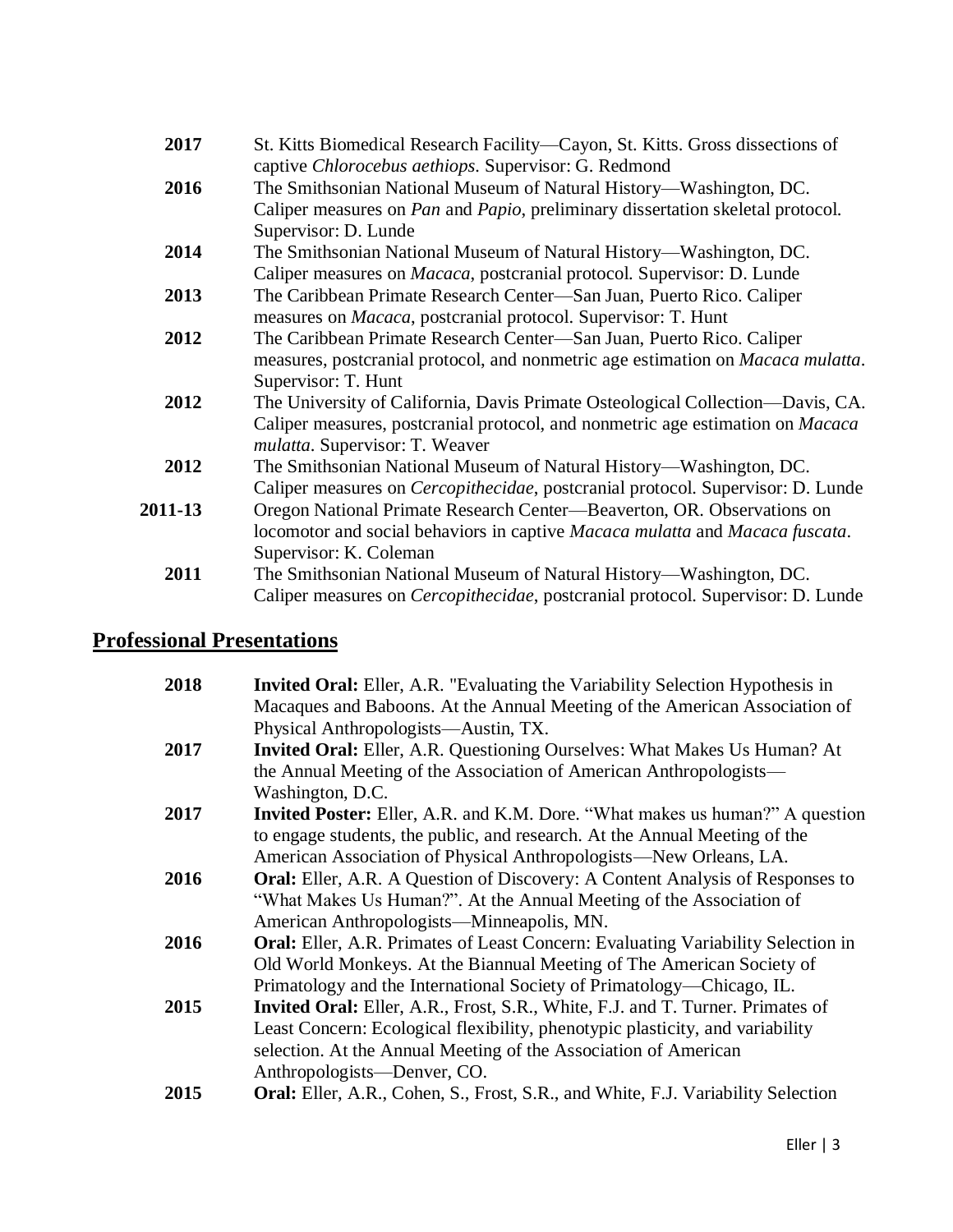**2017** St. Kitts Biomedical Research Facility—Cayon, St. Kitts. Gross dissections of captive *Chlorocebus aethiops*. Supervisor: G. Redmond

**2016** The Smithsonian National Museum of Natural History—Washington, DC. Caliper measures on *Pan* and *Papio*, preliminary dissertation skeletal protocol. Supervisor: D. Lunde

**2014** The Smithsonian National Museum of Natural History—Washington, DC. Caliper measures on *Macaca*, postcranial protocol. Supervisor: D. Lunde

**2013** The Caribbean Primate Research Center—San Juan, Puerto Rico. Caliper measures on *Macaca*, postcranial protocol. Supervisor: T. Hunt

**2012** The Caribbean Primate Research Center—San Juan, Puerto Rico. Caliper measures, postcranial protocol, and nonmetric age estimation on *Macaca mulatta*. Supervisor: T. Hunt

**2012** The University of California, Davis Primate Osteological Collection—Davis, CA. Caliper measures, postcranial protocol, and nonmetric age estimation on *Macaca mulatta*. Supervisor: T. Weaver

**2012** The Smithsonian National Museum of Natural History—Washington, DC. Caliper measures on *Cercopithecidae*, postcranial protocol. Supervisor: D. Lunde

**2011-13** Oregon National Primate Research Center—Beaverton, OR. Observations on locomotor and social behaviors in captive *Macaca mulatta* and *Macaca fuscata*. Supervisor: K. Coleman

**2011** The Smithsonian National Museum of Natural History—Washington, DC. Caliper measures on *Cercopithecidae*, postcranial protocol. Supervisor: D. Lunde

## Professional Presentations

**2018** **Invited Oral:** Eller, A.R. "Evaluating the Variability Selection Hypothesis in Macaques and Baboons. At the Annual Meeting of the American Association of Physical Anthropologists—Austin, TX.

**2017** **Invited Oral:** Eller, A.R. Questioning Ourselves: What Makes Us Human? At the Annual Meeting of the Association of American Anthropologists—Washington, D.C.

**2017** **Invited Poster:** Eller, A.R. and K.M. Dore. "What makes us human?" A question to engage students, the public, and research. At the Annual Meeting of the American Association of Physical Anthropologists—New Orleans, LA.

**2016** **Oral:** Eller, A.R. A Question of Discovery: A Content Analysis of Responses to "What Makes Us Human?". At the Annual Meeting of the Association of American Anthropologists—Minneapolis, MN.

**2016** **Oral:** Eller, A.R. Primates of Least Concern: Evaluating Variability Selection in Old World Monkeys. At the Biannual Meeting of The American Society of Primatology and the International Society of Primatology—Chicago, IL.

**2015** **Invited Oral:** Eller, A.R., Frost, S.R., White, F.J. and T. Turner. Primates of Least Concern: Ecological flexibility, phenotypic plasticity, and variability selection. At the Annual Meeting of the Association of American Anthropologists—Denver, CO.

**2015** **Oral:** Eller, A.R., Cohen, S., Frost, S.R., and White, F.J. Variability Selection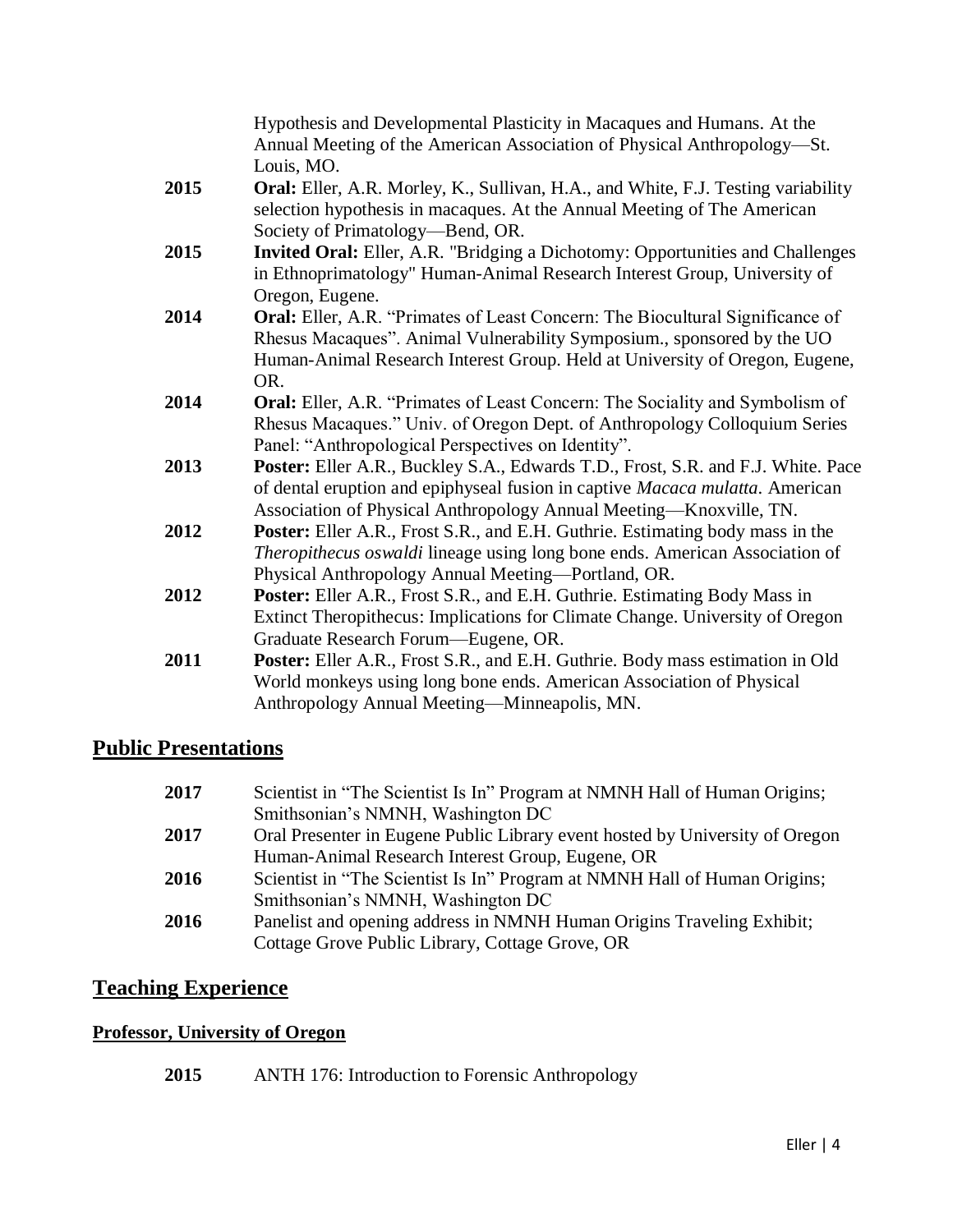Hypothesis and Developmental Plasticity in Macaques and Humans. At the Annual Meeting of the American Association of Physical Anthropology—St. Louis, MO.

**2015** **Oral:** Eller, A.R. Morley, K., Sullivan, H.A., and White, F.J. Testing variability selection hypothesis in macaques. At the Annual Meeting of The American Society of Primatology—Bend, OR.

**2015** **Invited Oral:** Eller, A.R. "Bridging a Dichotomy: Opportunities and Challenges in Ethnoprimatology" Human-Animal Research Interest Group, University of Oregon, Eugene.

**2014** **Oral:** Eller, A.R. "Primates of Least Concern: The Biocultural Significance of Rhesus Macaques". Animal Vulnerability Symposium., sponsored by the UO Human-Animal Research Interest Group. Held at University of Oregon, Eugene, OR.

**2014** **Oral:** Eller, A.R. "Primates of Least Concern: The Sociality and Symbolism of Rhesus Macaques." Univ. of Oregon Dept. of Anthropology Colloquium Series Panel: "Anthropological Perspectives on Identity".

**2013** **Poster:** Eller A.R., Buckley S.A., Edwards T.D., Frost, S.R. and F.J. White. Pace of dental eruption and epiphyseal fusion in captive *Macaca mulatta.* American Association of Physical Anthropology Annual Meeting—Knoxville, TN.

**2012** **Poster:** Eller A.R., Frost S.R., and E.H. Guthrie. Estimating body mass in the *Theropithecus oswaldi* lineage using long bone ends. American Association of Physical Anthropology Annual Meeting—Portland, OR.

**2012** **Poster:** Eller A.R., Frost S.R., and E.H. Guthrie. Estimating Body Mass in Extinct Theropithecus: Implications for Climate Change. University of Oregon Graduate Research Forum—Eugene, OR.

**2011** **Poster:** Eller A.R., Frost S.R., and E.H. Guthrie. Body mass estimation in Old World monkeys using long bone ends. American Association of Physical Anthropology Annual Meeting—Minneapolis, MN.

## Public Presentations

**2017** Scientist in "The Scientist Is In" Program at NMNH Hall of Human Origins; Smithsonian's NMNH, Washington DC

**2017** Oral Presenter in Eugene Public Library event hosted by University of Oregon Human-Animal Research Interest Group, Eugene, OR

**2016** Scientist in "The Scientist Is In" Program at NMNH Hall of Human Origins; Smithsonian's NMNH, Washington DC

**2016** Panelist and opening address in NMNH Human Origins Traveling Exhibit; Cottage Grove Public Library, Cottage Grove, OR

## Teaching Experience

### Professor, University of Oregon

**2015** ANTH 176: Introduction to Forensic Anthropology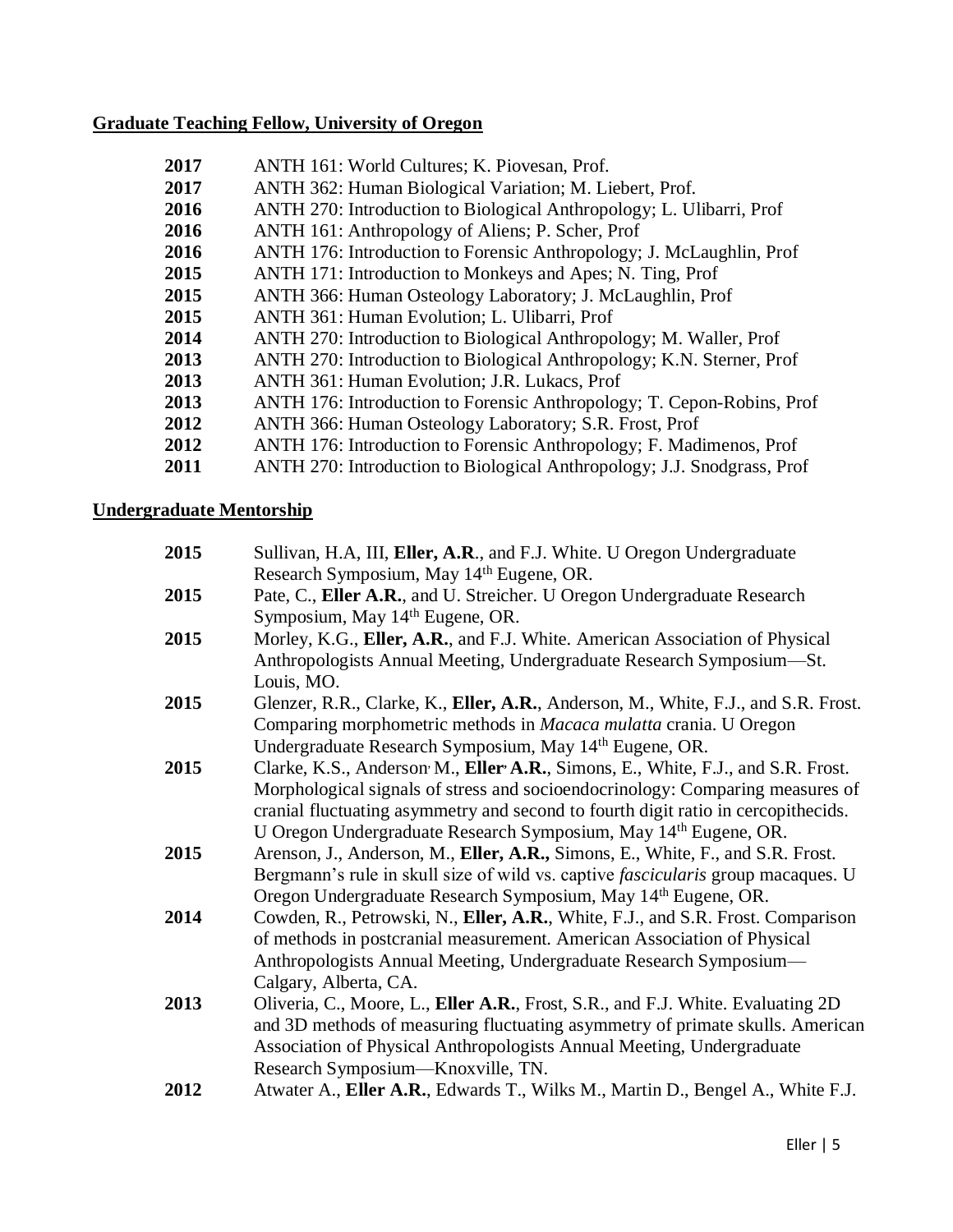**<u>Graduate Teaching Fellow, University of Oregon</u>**

**2017** ANTH 161: World Cultures; K. Piovesan, Prof.
**2017** ANTH 362: Human Biological Variation; M. Liebert, Prof.
**2016** ANTH 270: Introduction to Biological Anthropology; L. Ulibarri, Prof
**2016** ANTH 161: Anthropology of Aliens; P. Scher, Prof
**2016** ANTH 176: Introduction to Forensic Anthropology; J. McLaughlin, Prof
**2015** ANTH 171: Introduction to Monkeys and Apes; N. Ting, Prof
**2015** ANTH 366: Human Osteology Laboratory; J. McLaughlin, Prof
**2015** ANTH 361: Human Evolution; L. Ulibarri, Prof
**2014** ANTH 270: Introduction to Biological Anthropology; M. Waller, Prof
**2013** ANTH 270: Introduction to Biological Anthropology; K.N. Sterner, Prof
**2013** ANTH 361: Human Evolution; J.R. Lukacs, Prof
**2013** ANTH 176: Introduction to Forensic Anthropology; T. Cepon-Robins, Prof
**2012** ANTH 366: Human Osteology Laboratory; S.R. Frost, Prof
**2012** ANTH 176: Introduction to Forensic Anthropology; F. Madimenos, Prof
**2011** ANTH 270: Introduction to Biological Anthropology; J.J. Snodgrass, Prof

**<u>Undergraduate Mentorship</u>**

**2015** Sullivan, H.A, III, **Eller, A.R**., and F.J. White. U Oregon Undergraduate Research Symposium, May 14th Eugene, OR.

**2015** Pate, C., **Eller A.R.**, and U. Streicher. U Oregon Undergraduate Research Symposium, May 14th Eugene, OR.

**2015** Morley, K.G., **Eller, A.R.**, and F.J. White. American Association of Physical Anthropologists Annual Meeting, Undergraduate Research Symposium—St. Louis, MO.

**2015** Glenzer, R.R., Clarke, K., **Eller, A.R.**, Anderson, M., White, F.J., and S.R. Frost. Comparing morphometric methods in *Macaca mulatta* crania. U Oregon Undergraduate Research Symposium, May 14th Eugene, OR.

**2015** Clarke, K.S., Anderson, M., **Eller, A.R.**, Simons, E., White, F.J., and S.R. Frost. Morphological signals of stress and socioendocrinology: Comparing measures of cranial fluctuating asymmetry and second to fourth digit ratio in cercopithecids. U Oregon Undergraduate Research Symposium, May 14th Eugene, OR.

**2015** Arenson, J., Anderson, M., **Eller, A.R.,** Simons, E., White, F., and S.R. Frost. Bergmann's rule in skull size of wild vs. captive *fascicularis* group macaques. U Oregon Undergraduate Research Symposium, May 14th Eugene, OR.

**2014** Cowden, R., Petrowski, N., **Eller, A.R.**, White, F.J., and S.R. Frost. Comparison of methods in postcranial measurement. American Association of Physical Anthropologists Annual Meeting, Undergraduate Research Symposium—Calgary, Alberta, CA.

**2013** Oliveria, C., Moore, L., **Eller A.R.**, Frost, S.R., and F.J. White. Evaluating 2D and 3D methods of measuring fluctuating asymmetry of primate skulls. American Association of Physical Anthropologists Annual Meeting, Undergraduate Research Symposium—Knoxville, TN.

**2012** Atwater A., **Eller A.R.**, Edwards T., Wilks M., Martin D., Bengel A., White F.J.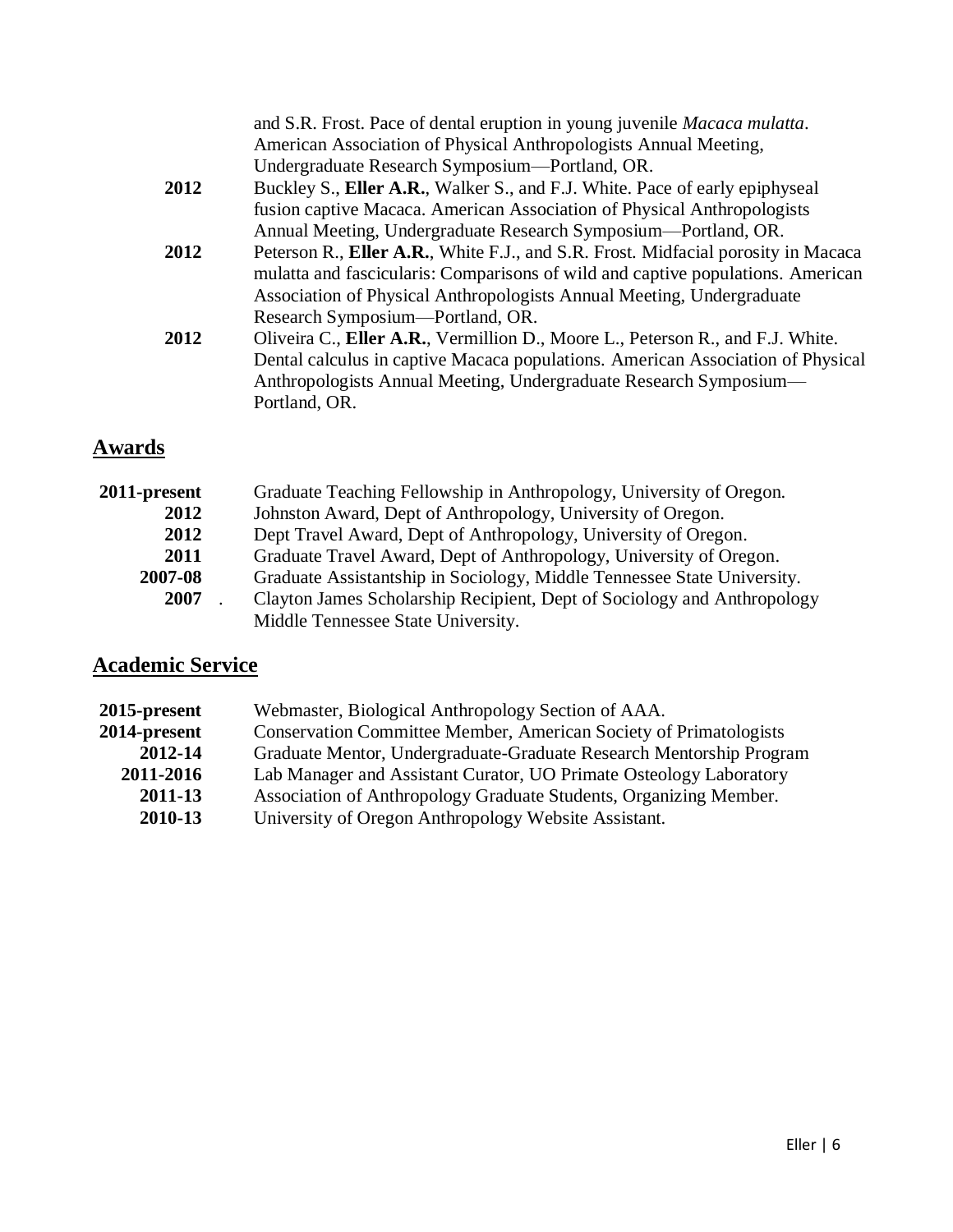and S.R. Frost. Pace of dental eruption in young juvenile *Macaca mulatta*. American Association of Physical Anthropologists Annual Meeting, Undergraduate Research Symposium—Portland, OR.

**2012** Buckley S., **Eller A.R.**, Walker S., and F.J. White. Pace of early epiphyseal fusion captive Macaca. American Association of Physical Anthropologists Annual Meeting, Undergraduate Research Symposium—Portland, OR.

**2012** Peterson R., **Eller A.R.**, White F.J., and S.R. Frost. Midfacial porosity in Macaca mulatta and fascicularis: Comparisons of wild and captive populations. American Association of Physical Anthropologists Annual Meeting, Undergraduate Research Symposium—Portland, OR.

**2012** Oliveira C., **Eller A.R.**, Vermillion D., Moore L., Peterson R., and F.J. White. Dental calculus in captive Macaca populations. American Association of Physical Anthropologists Annual Meeting, Undergraduate Research Symposium—Portland, OR.

## Awards

**2011-present** Graduate Teaching Fellowship in Anthropology, University of Oregon.
**2012** Johnston Award, Dept of Anthropology, University of Oregon.
**2012** Dept Travel Award, Dept of Anthropology, University of Oregon.
**2011** Graduate Travel Award, Dept of Anthropology, University of Oregon.
**2007-08** Graduate Assistantship in Sociology, Middle Tennessee State University.
**2007** . Clayton James Scholarship Recipient, Dept of Sociology and Anthropology Middle Tennessee State University.

## Academic Service

**2015-present** Webmaster, Biological Anthropology Section of AAA.
**2014-present** Conservation Committee Member, American Society of Primatologists
**2012-14** Graduate Mentor, Undergraduate-Graduate Research Mentorship Program
**2011-2016** Lab Manager and Assistant Curator, UO Primate Osteology Laboratory
**2011-13** Association of Anthropology Graduate Students, Organizing Member.
**2010-13** University of Oregon Anthropology Website Assistant.